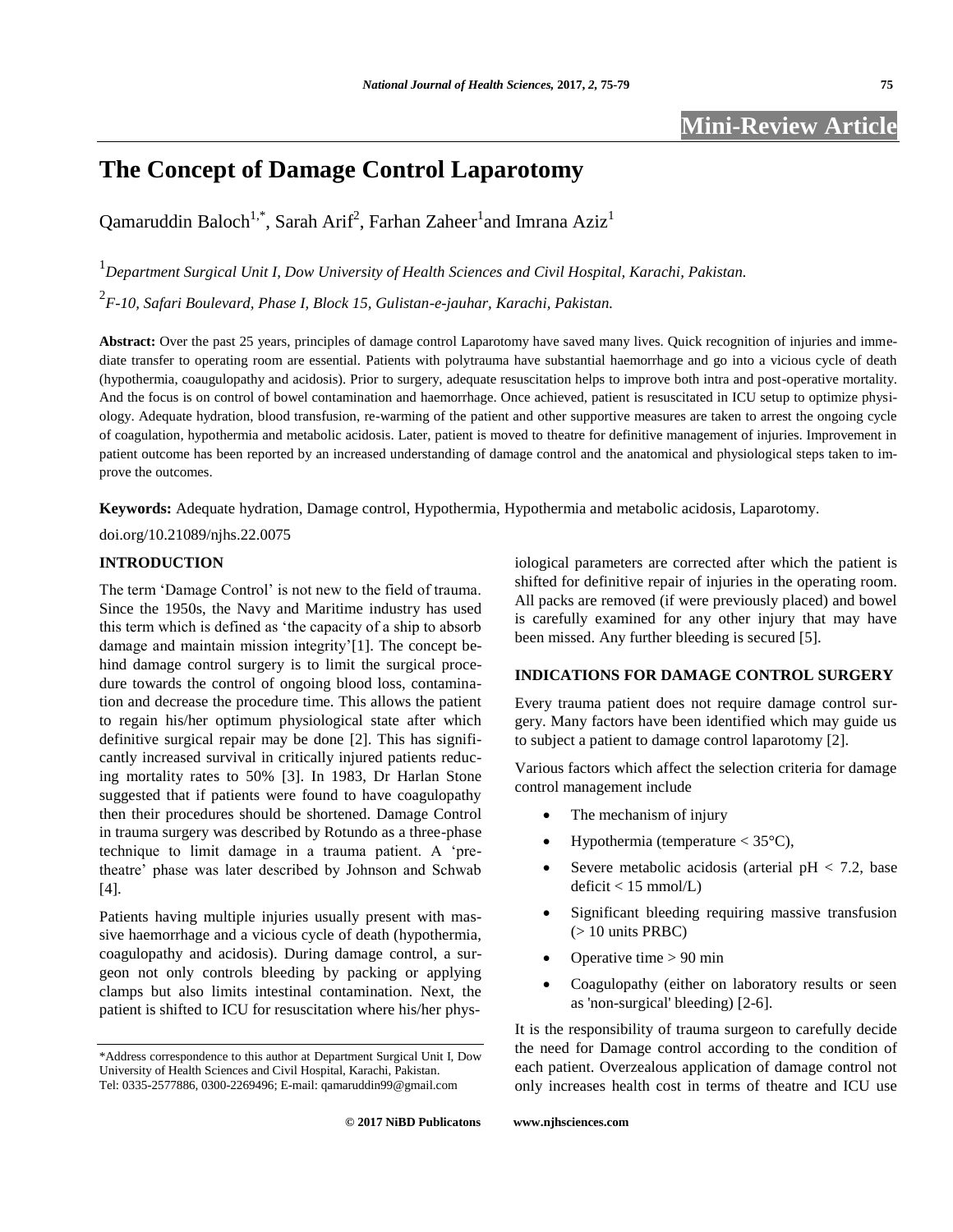Mini-Review Article

# The Concept of Damage Control Laparotomy

Qamaruddin Baloch[1,*], Sarah Arif[2], Farhan Zaheer[1] and Imrana Aziz[1]

[1] *Department Surgical Unit I, Dow University of Health Sciences and Civil Hospital, Karachi, Pakistan.*

[2] *F-10, Safari Boulevard, Phase I, Block 15, Gulistan-e-jauhar, Karachi, Pakistan.*

**Abstract:** Over the past 25 years, principles of damage control Laparotomy have saved many lives. Quick recognition of injuries and immediate transfer to operating room are essential. Patients with polytrauma have substantial haemorrhage and go into a vicious cycle of death (hypothermia, coaugulopathy and acidosis). Prior to surgery, adequate resuscitation helps to improve both intra and post-operative mortality. And the focus is on control of bowel contamination and haemorrhage. Once achieved, patient is resuscitated in ICU setup to optimize physiology. Adequate hydration, blood transfusion, re-warming of the patient and other supportive measures are taken to arrest the ongoing cycle of coagulation, hypothermia and metabolic acidosis. Later, patient is moved to theatre for definitive management of injuries. Improvement in patient outcome has been reported by an increased understanding of damage control and the anatomical and physiological steps taken to improve the outcomes.

**Keywords:** Adequate hydration, Damage control, Hypothermia, Hypothermia and metabolic acidosis, Laparotomy.

doi.org/10.21089/njhs.22.0075

## INTRODUCTION

The term 'Damage Control' is not new to the field of trauma. Since the 1950s, the Navy and Maritime industry has used this term which is defined as 'the capacity of a ship to absorb damage and maintain mission integrity'[1]. The concept behind damage control surgery is to limit the surgical procedure towards the control of ongoing blood loss, contamination and decrease the procedure time. This allows the patient to regain his/her optimum physiological state after which definitive surgical repair may be done [2]. This has significantly increased survival in critically injured patients reducing mortality rates to 50% [3]. In 1983, Dr Harlan Stone suggested that if patients were found to have coagulopathy then their procedures should be shortened. Damage Control in trauma surgery was described by Rotundo as a three-phase technique to limit damage in a trauma patient. A 'pre-theatre' phase was later described by Johnson and Schwab [4].

Patients having multiple injuries usually present with massive haemorrhage and a vicious cycle of death (hypothermia, coagulopathy and acidosis). During damage control, a surgeon not only controls bleeding by packing or applying clamps but also limits intestinal contamination. Next, the patient is shifted to ICU for resuscitation where his/her physiological parameters are corrected after which the patient is shifted for definitive repair of injuries in the operating room. All packs are removed (if were previously placed) and bowel is carefully examined for any other injury that may have been missed. Any further bleeding is secured [5].

## INDICATIONS FOR DAMAGE CONTROL SURGERY

Every trauma patient does not require damage control surgery. Many factors have been identified which may guide us to subject a patient to damage control laparotomy [2].

Various factors which affect the selection criteria for damage control management include

- The mechanism of injury
- Hypothermia (temperature < 35°C),
- Severe metabolic acidosis (arterial pH < 7.2, base deficit < 15 mmol/L)
- Significant bleeding requiring massive transfusion (> 10 units PRBC)
- Operative time > 90 min
- Coagulopathy (either on laboratory results or seen as 'non-surgical' bleeding) [2-6].

It is the responsibility of trauma surgeon to carefully decide the need for Damage control according to the condition of each patient. Overzealous application of damage control not only increases health cost in terms of theatre and ICU use

*Address correspondence to this author at Department Surgical Unit I, Dow University of Health Sciences and Civil Hospital, Karachi, Pakistan. Tel: 0335-2577886, 0300-2269496; E-mail: qamaruddin99@gmail.com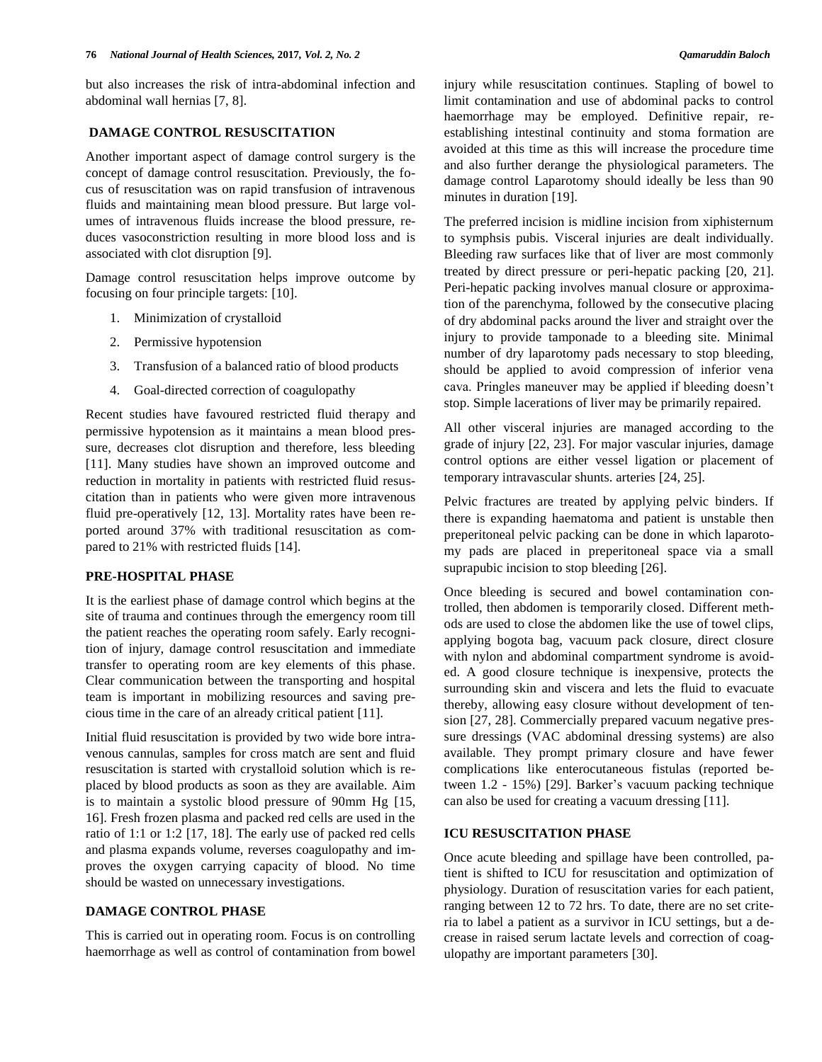but also increases the risk of intra-abdominal infection and abdominal wall hernias [7, 8].

## DAMAGE CONTROL RESUSCITATION

Another important aspect of damage control surgery is the concept of damage control resuscitation. Previously, the focus of resuscitation was on rapid transfusion of intravenous fluids and maintaining mean blood pressure. But large volumes of intravenous fluids increase the blood pressure, reduces vasoconstriction resulting in more blood loss and is associated with clot disruption [9].

Damage control resuscitation helps improve outcome by focusing on four principle targets: [10].

1. Minimization of crystalloid
2. Permissive hypotension
3. Transfusion of a balanced ratio of blood products
4. Goal-directed correction of coagulopathy

Recent studies have favoured restricted fluid therapy and permissive hypotension as it maintains a mean blood pressure, decreases clot disruption and therefore, less bleeding [11]. Many studies have shown an improved outcome and reduction in mortality in patients with restricted fluid resuscitation than in patients who were given more intravenous fluid pre-operatively [12, 13]. Mortality rates have been reported around 37% with traditional resuscitation as compared to 21% with restricted fluids [14].

## PRE-HOSPITAL PHASE

It is the earliest phase of damage control which begins at the site of trauma and continues through the emergency room till the patient reaches the operating room safely. Early recognition of injury, damage control resuscitation and immediate transfer to operating room are key elements of this phase. Clear communication between the transporting and hospital team is important in mobilizing resources and saving precious time in the care of an already critical patient [11].

Initial fluid resuscitation is provided by two wide bore intravenous cannulas, samples for cross match are sent and fluid resuscitation is started with crystalloid solution which is replaced by blood products as soon as they are available. Aim is to maintain a systolic blood pressure of 90mm Hg [15, 16]. Fresh frozen plasma and packed red cells are used in the ratio of 1:1 or 1:2 [17, 18]. The early use of packed red cells and plasma expands volume, reverses coagulopathy and improves the oxygen carrying capacity of blood. No time should be wasted on unnecessary investigations.

## DAMAGE CONTROL PHASE

This is carried out in operating room. Focus is on controlling haemorrhage as well as control of contamination from bowel injury while resuscitation continues. Stapling of bowel to limit contamination and use of abdominal packs to control haemorrhage may be employed. Definitive repair, re-establishing intestinal continuity and stoma formation are avoided at this time as this will increase the procedure time and also further derange the physiological parameters. The damage control Laparotomy should ideally be less than 90 minutes in duration [19].

The preferred incision is midline incision from xiphisternum to symphsis pubis. Visceral injuries are dealt individually. Bleeding raw surfaces like that of liver are most commonly treated by direct pressure or peri-hepatic packing [20, 21]. Peri-hepatic packing involves manual closure or approximation of the parenchyma, followed by the consecutive placing of dry abdominal packs around the liver and straight over the injury to provide tamponade to a bleeding site. Minimal number of dry laparotomy pads necessary to stop bleeding, should be applied to avoid compression of inferior vena cava. Pringles maneuver may be applied if bleeding doesn't stop. Simple lacerations of liver may be primarily repaired.

All other visceral injuries are managed according to the grade of injury [22, 23]. For major vascular injuries, damage control options are either vessel ligation or placement of temporary intravascular shunts. arteries [24, 25].

Pelvic fractures are treated by applying pelvic binders. If there is expanding haematoma and patient is unstable then preperitoneal pelvic packing can be done in which laparotomy pads are placed in preperitoneal space via a small suprapubic incision to stop bleeding [26].

Once bleeding is secured and bowel contamination controlled, then abdomen is temporarily closed. Different methods are used to close the abdomen like the use of towel clips, applying bogota bag, vacuum pack closure, direct closure with nylon and abdominal compartment syndrome is avoided. A good closure technique is inexpensive, protects the surrounding skin and viscera and lets the fluid to evacuate thereby, allowing easy closure without development of tension [27, 28]. Commercially prepared vacuum negative pressure dressings (VAC abdominal dressing systems) are also available. They prompt primary closure and have fewer complications like enterocutaneous fistulas (reported between 1.2 - 15%) [29]. Barker's vacuum packing technique can also be used for creating a vacuum dressing [11].

## ICU RESUSCITATION PHASE

Once acute bleeding and spillage have been controlled, patient is shifted to ICU for resuscitation and optimization of physiology. Duration of resuscitation varies for each patient, ranging between 12 to 72 hrs. To date, there are no set criteria to label a patient as a survivor in ICU settings, but a decrease in raised serum lactate levels and correction of coagulopathy are important parameters [30].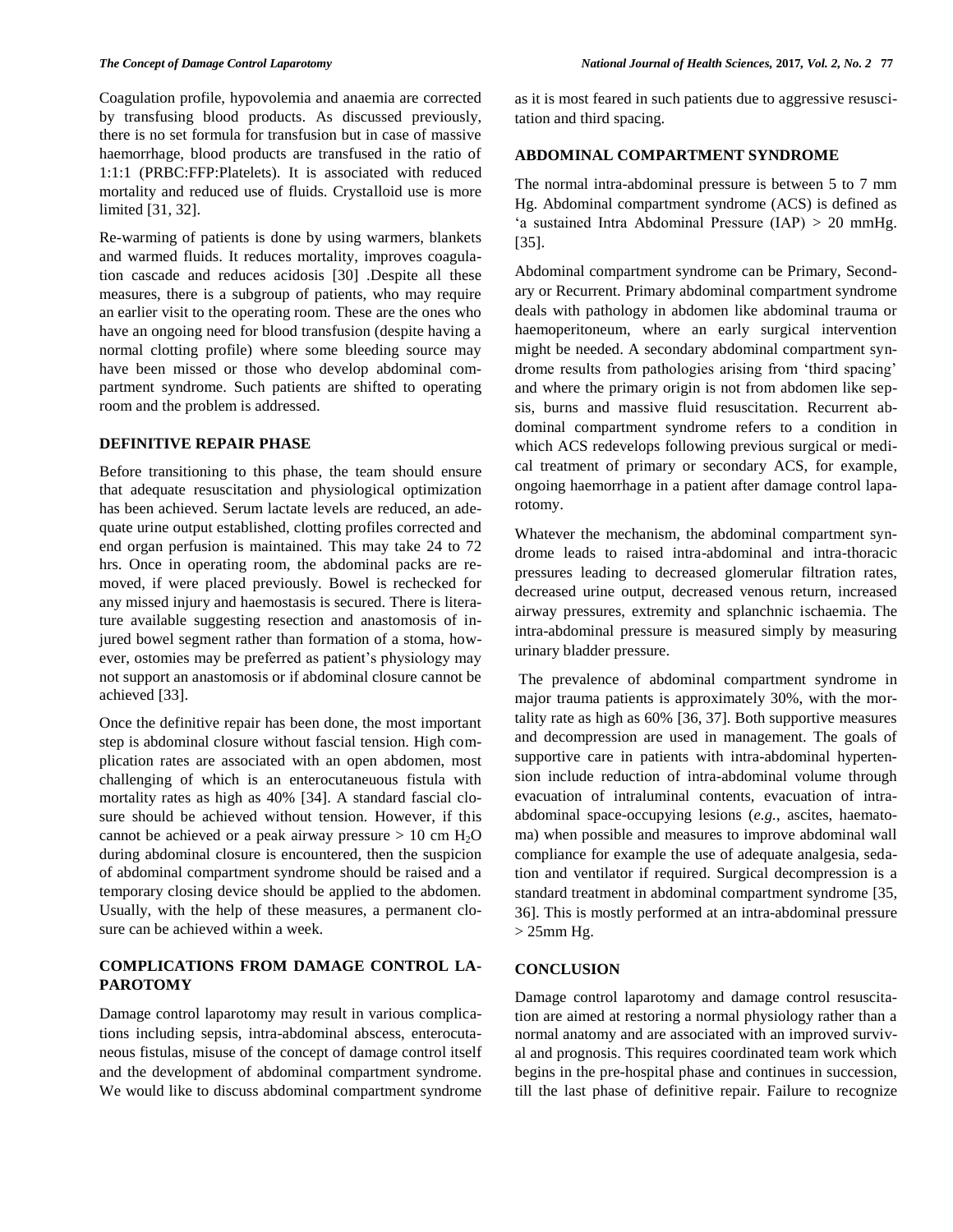Coagulation profile, hypovolemia and anaemia are corrected by transfusing blood products. As discussed previously, there is no set formula for transfusion but in case of massive haemorrhage, blood products are transfused in the ratio of 1:1:1 (PRBC:FFP:Platelets). It is associated with reduced mortality and reduced use of fluids. Crystalloid use is more limited [31, 32].

Re-warming of patients is done by using warmers, blankets and warmed fluids. It reduces mortality, improves coagulation cascade and reduces acidosis [30] .Despite all these measures, there is a subgroup of patients, who may require an earlier visit to the operating room. These are the ones who have an ongoing need for blood transfusion (despite having a normal clotting profile) where some bleeding source may have been missed or those who develop abdominal compartment syndrome. Such patients are shifted to operating room and the problem is addressed.

## DEFINITIVE REPAIR PHASE

Before transitioning to this phase, the team should ensure that adequate resuscitation and physiological optimization has been achieved. Serum lactate levels are reduced, an adequate urine output established, clotting profiles corrected and end organ perfusion is maintained. This may take 24 to 72 hrs. Once in operating room, the abdominal packs are removed, if were placed previously. Bowel is rechecked for any missed injury and haemostasis is secured. There is literature available suggesting resection and anastomosis of injured bowel segment rather than formation of a stoma, however, ostomies may be preferred as patient's physiology may not support an anastomosis or if abdominal closure cannot be achieved [33].

Once the definitive repair has been done, the most important step is abdominal closure without fascial tension. High complication rates are associated with an open abdomen, most challenging of which is an enterocutaneuous fistula with mortality rates as high as 40% [34]. A standard fascial closure should be achieved without tension. However, if this cannot be achieved or a peak airway pressure > 10 cm $H_2O$ during abdominal closure is encountered, then the suspicion of abdominal compartment syndrome should be raised and a temporary closing device should be applied to the abdomen. Usually, with the help of these measures, a permanent closure can be achieved within a week.

## COMPLICATIONS FROM DAMAGE CONTROL LAPAROTOMY

Damage control laparotomy may result in various complications including sepsis, intra-abdominal abscess, enterocutaneous fistulas, misuse of the concept of damage control itself and the development of abdominal compartment syndrome. We would like to discuss abdominal compartment syndrome as it is most feared in such patients due to aggressive resuscitation and third spacing.

## ABDOMINAL COMPARTMENT SYNDROME

The normal intra-abdominal pressure is between 5 to 7 mm Hg. Abdominal compartment syndrome (ACS) is defined as 'a sustained Intra Abdominal Pressure (IAP) > 20 mmHg. [35].

Abdominal compartment syndrome can be Primary, Secondary or Recurrent. Primary abdominal compartment syndrome deals with pathology in abdomen like abdominal trauma or haemoperitoneum, where an early surgical intervention might be needed. A secondary abdominal compartment syndrome results from pathologies arising from 'third spacing' and where the primary origin is not from abdomen like sepsis, burns and massive fluid resuscitation. Recurrent abdominal compartment syndrome refers to a condition in which ACS redevelops following previous surgical or medical treatment of primary or secondary ACS, for example, ongoing haemorrhage in a patient after damage control laparotomy.

Whatever the mechanism, the abdominal compartment syndrome leads to raised intra-abdominal and intra-thoracic pressures leading to decreased glomerular filtration rates, decreased urine output, decreased venous return, increased airway pressures, extremity and splanchnic ischaemia. The intra-abdominal pressure is measured simply by measuring urinary bladder pressure.

The prevalence of abdominal compartment syndrome in major trauma patients is approximately 30%, with the mortality rate as high as 60% [36, 37]. Both supportive measures and decompression are used in management. The goals of supportive care in patients with intra-abdominal hypertension include reduction of intra-abdominal volume through evacuation of intraluminal contents, evacuation of intra-abdominal space-occupying lesions (*e.g.*, ascites, haematoma) when possible and measures to improve abdominal wall compliance for example the use of adequate analgesia, sedation and ventilator if required. Surgical decompression is a standard treatment in abdominal compartment syndrome [35, 36]. This is mostly performed at an intra-abdominal pressure > 25mm Hg.

## CONCLUSION

Damage control laparotomy and damage control resuscitation are aimed at restoring a normal physiology rather than a normal anatomy and are associated with an improved survival and prognosis. This requires coordinated team work which begins in the pre-hospital phase and continues in succession, till the last phase of definitive repair. Failure to recognize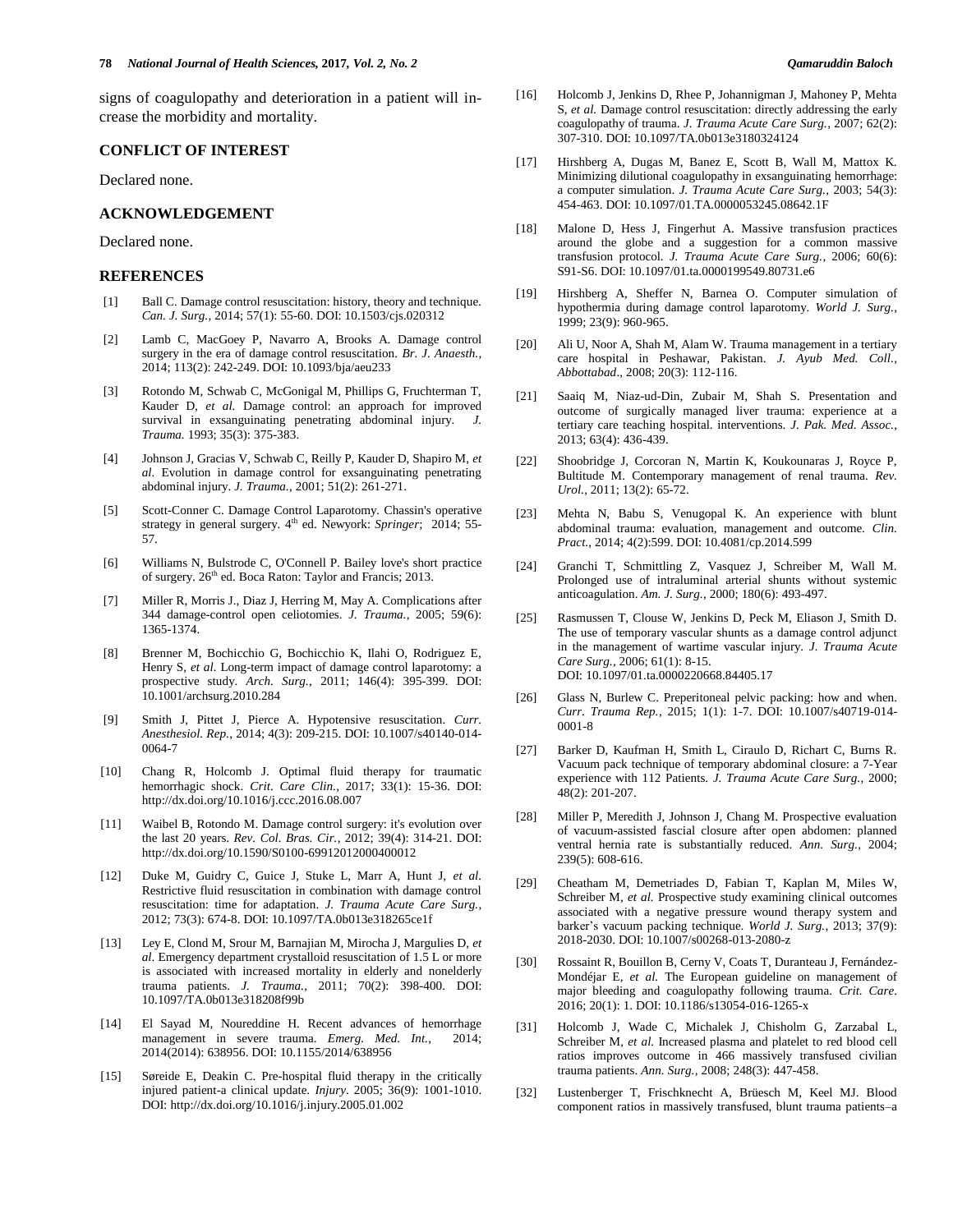signs of coagulopathy and deterioration in a patient will increase the morbidity and mortality.

## CONFLICT OF INTEREST

Declared none.

## ACKNOWLEDGEMENT

Declared none.

## REFERENCES

[1] Ball C. Damage control resuscitation: history, theory and technique. *Can. J. Surg.*, 2014; 57(1): 55-60. DOI: 10.1503/cjs.020312

[2] Lamb C, MacGoey P, Navarro A, Brooks A. Damage control surgery in the era of damage control resuscitation. *Br. J. Anaesth.*, 2014; 113(2): 242-249. DOI: 10.1093/bja/aeu233

[3] Rotondo M, Schwab C, McGonigal M, Phillips G, Fruchterman T, Kauder D, *et al.* Damage control: an approach for improved survival in exsanguinating penetrating abdominal injury. *J. Trauma.* 1993; 35(3): 375-383.

[4] Johnson J, Gracias V, Schwab C, Reilly P, Kauder D, Shapiro M, *et al.* Evolution in damage control for exsanguinating penetrating abdominal injury. *J. Trauma.*, 2001; 51(2): 261-271.

[5] Scott-Conner C. Damage Control Laparotomy. Chassin's operative strategy in general surgery. 4th ed. Newyork: *Springer*; 2014; 55-57.

[6] Williams N, Bulstrode C, O'Connell P. Bailey love's short practice of surgery. 26th ed. Boca Raton: Taylor and Francis; 2013.

[7] Miller R, Morris J., Diaz J, Herring M, May A. Complications after 344 damage-control open celiotomies. *J. Trauma.*, 2005; 59(6): 1365-1374.

[8] Brenner M, Bochicchio G, Bochicchio K, Ilahi O, Rodriguez E, Henry S, *et al*. Long-term impact of damage control laparotomy: a prospective study. *Arch. Surg.*, 2011; 146(4): 395-399. DOI: 10.1001/archsurg.2010.284

[9] Smith J, Pittet J, Pierce A. Hypotensive resuscitation. *Curr. Anesthesiol. Rep.*, 2014; 4(3): 209-215. DOI: 10.1007/s40140-014-0064-7

[10] Chang R, Holcomb J. Optimal fluid therapy for traumatic hemorrhagic shock. *Crit. Care Clin.*, 2017; 33(1): 15-36. DOI: http://dx.doi.org/10.1016/j.ccc.2016.08.007

[11] Waibel B, Rotondo M. Damage control surgery: it's evolution over the last 20 years. *Rev. Col. Bras. Cir.*, 2012; 39(4): 314-21. DOI: http://dx.doi.org/10.1590/S0100-69912012000400012

[12] Duke M, Guidry C, Guice J, Stuke L, Marr A, Hunt J, *et al.* Restrictive fluid resuscitation in combination with damage control resuscitation: time for adaptation. *J. Trauma Acute Care Surg.*, 2012; 73(3): 674-8. DOI: 10.1097/TA.0b013e318265ce1f

[13] Ley E, Clond M, Srour M, Barnajian M, Mirocha J, Margulies D, *et al.* Emergency department crystalloid resuscitation of 1.5 L or more is associated with increased mortality in elderly and nonelderly trauma patients. *J. Trauma.*, 2011; 70(2): 398-400. DOI: 10.1097/TA.0b013e318208f99b

[14] El Sayad M, Noureddine H. Recent advances of hemorrhage management in severe trauma. *Emerg. Med. Int.*, 2014; 2014(2014): 638956. DOI: 10.1155/2014/638956

[15] Søreide E, Deakin C. Pre-hospital fluid therapy in the critically injured patient-a clinical update. *Injury*. 2005; 36(9): 1001-1010. DOI: http://dx.doi.org/10.1016/j.injury.2005.01.002

[16] Holcomb J, Jenkins D, Rhee P, Johannigman J, Mahoney P, Mehta S, *et al.* Damage control resuscitation: directly addressing the early coagulopathy of trauma. *J. Trauma Acute Care Surg.*, 2007; 62(2): 307-310. DOI: 10.1097/TA.0b013e3180324124

[17] Hirshberg A, Dugas M, Banez E, Scott B, Wall M, Mattox K. Minimizing dilutional coagulopathy in exsanguinating hemorrhage: a computer simulation. *J. Trauma Acute Care Surg.*, 2003; 54(3): 454-463. DOI: 10.1097/01.TA.0000053245.08642.1F

[18] Malone D, Hess J, Fingerhut A. Massive transfusion practices around the globe and a suggestion for a common massive transfusion protocol. *J. Trauma Acute Care Surg.*, 2006; 60(6): S91-S6. DOI: 10.1097/01.ta.0000199549.80731.e6

[19] Hirshberg A, Sheffer N, Barnea O. Computer simulation of hypothermia during damage control laparotomy. *World J. Surg.*, 1999; 23(9): 960-965.

[20] Ali U, Noor A, Shah M, Alam W. Trauma management in a tertiary care hospital in Peshawar, Pakistan. *J. Ayub Med. Coll., Abbottabad*., 2008; 20(3): 112-116.

[21] Saaiq M, Niaz-ud-Din, Zubair M, Shah S. Presentation and outcome of surgically managed liver trauma: experience at a tertiary care teaching hospital. interventions. *J. Pak. Med. Assoc.*, 2013; 63(4): 436-439.

[22] Shoobridge J, Corcoran N, Martin K, Koukounaras J, Royce P, Bultitude M. Contemporary management of renal trauma. *Rev. Urol.*, 2011; 13(2): 65-72.

[23] Mehta N, Babu S, Venugopal K. An experience with blunt abdominal trauma: evaluation, management and outcome. *Clin. Pract.*, 2014; 4(2):599. DOI: 10.4081/cp.2014.599

[24] Granchi T, Schmittling Z, Vasquez J, Schreiber M, Wall M. Prolonged use of intraluminal arterial shunts without systemic anticoagulation. *Am. J. Surg.*, 2000; 180(6): 493-497.

[25] Rasmussen T, Clouse W, Jenkins D, Peck M, Eliason J, Smith D. The use of temporary vascular shunts as a damage control adjunct in the management of wartime vascular injury. *J. Trauma Acute Care Surg.*, 2006; 61(1): 8-15. DOI: 10.1097/01.ta.0000220668.84405.17

[26] Glass N, Burlew C. Preperitoneal pelvic packing: how and when. *Curr. Trauma Rep.*, 2015; 1(1): 1-7. DOI: 10.1007/s40719-014-0001-8

[27] Barker D, Kaufman H, Smith L, Ciraulo D, Richart C, Burns R. Vacuum pack technique of temporary abdominal closure: a 7-Year experience with 112 Patients. *J. Trauma Acute Care Surg.*, 2000; 48(2): 201-207.

[28] Miller P, Meredith J, Johnson J, Chang M. Prospective evaluation of vacuum-assisted fascial closure after open abdomen: planned ventral hernia rate is substantially reduced. *Ann. Surg.*, 2004; 239(5): 608-616.

[29] Cheatham M, Demetriades D, Fabian T, Kaplan M, Miles W, Schreiber M, *et al.* Prospective study examining clinical outcomes associated with a negative pressure wound therapy system and barker's vacuum packing technique. *World J. Surg.*, 2013; 37(9): 2018-2030. DOI: 10.1007/s00268-013-2080-z

[30] Rossaint R, Bouillon B, Cerny V, Coats T, Duranteau J, Fernández-Mondéjar E, *et al.* The European guideline on management of major bleeding and coagulopathy following trauma. *Crit. Care*. 2016; 20(1): 1. DOI: 10.1186/s13054-016-1265-x

[31] Holcomb J, Wade C, Michalek J, Chisholm G, Zarzabal L, Schreiber M, *et al.* Increased plasma and platelet to red blood cell ratios improves outcome in 466 massively transfused civilian trauma patients. *Ann. Surg.*, 2008; 248(3): 447-458.

[32] Lustenberger T, Frischknecht A, Brüesch M, Keel MJ. Blood component ratios in massively transfused, blunt trauma patients–a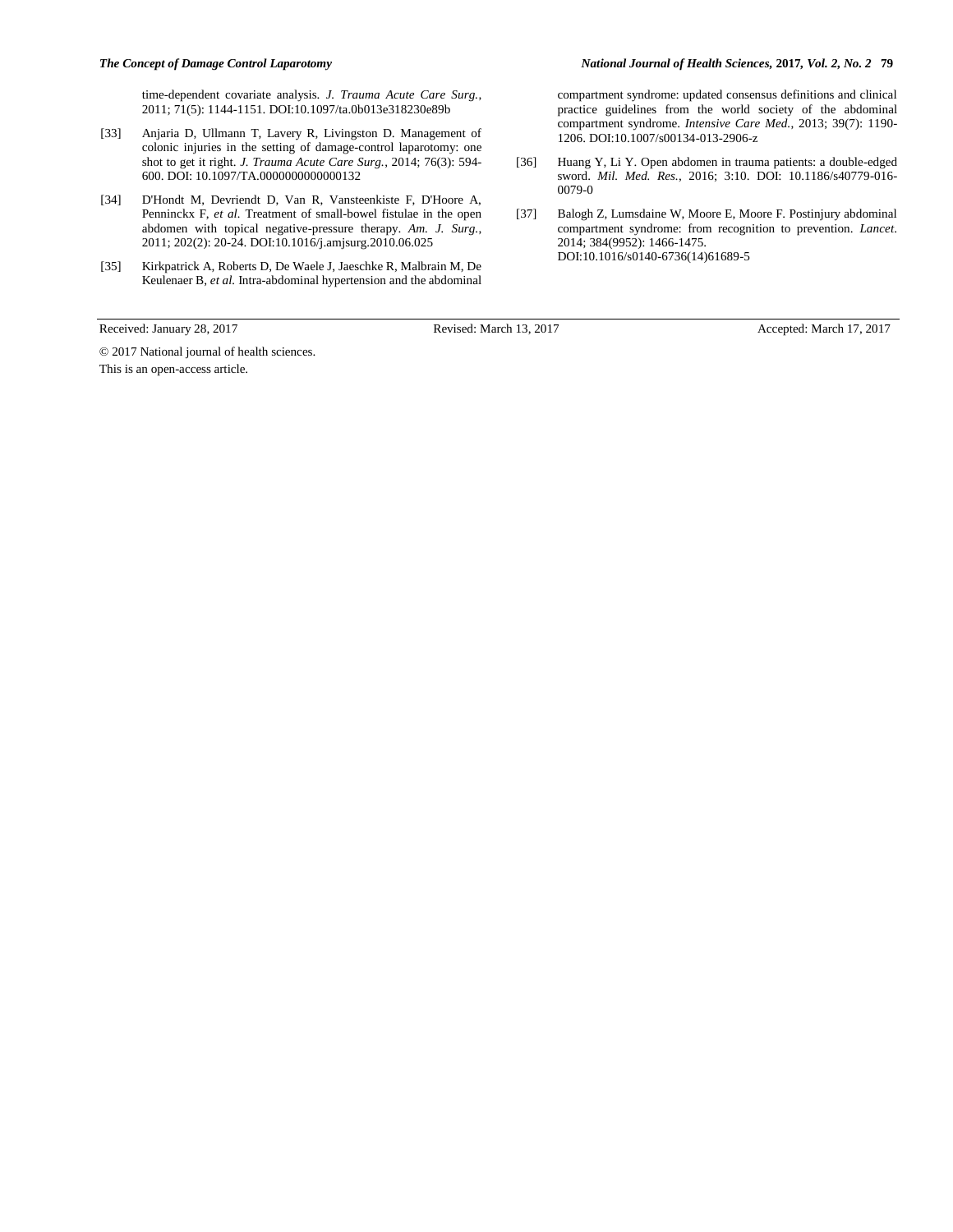time-dependent covariate analysis. *J. Trauma Acute Care Surg.*, 2011; 71(5): 1144-1151. DOI:10.1097/ta.0b013e318230e89b

[33] Anjaria D, Ullmann T, Lavery R, Livingston D. Management of colonic injuries in the setting of damage-control laparotomy: one shot to get it right. *J. Trauma Acute Care Surg.*, 2014; 76(3): 594-600. DOI: 10.1097/TA.0000000000000132

[34] D'Hondt M, Devriendt D, Van R, Vansteenkiste F, D'Hoore A, Penninckx F, *et al*. Treatment of small-bowel fistulae in the open abdomen with topical negative-pressure therapy. *Am. J. Surg.*, 2011; 202(2): 20-24. DOI:10.1016/j.amjsurg.2010.06.025

[35] Kirkpatrick A, Roberts D, De Waele J, Jaeschke R, Malbrain M, De Keulenaer B, *et al.* Intra-abdominal hypertension and the abdominal compartment syndrome: updated consensus definitions and clinical practice guidelines from the world society of the abdominal compartment syndrome. *Intensive Care Med.*, 2013; 39(7): 1190-1206. DOI:10.1007/s00134-013-2906-z

[36] Huang Y, Li Y. Open abdomen in trauma patients: a double-edged sword. *Mil. Med. Res.*, 2016; 3:10. DOI: 10.1186/s40779-016-0079-0

[37] Balogh Z, Lumsdaine W, Moore E, Moore F. Postinjury abdominal compartment syndrome: from recognition to prevention. *Lancet*. 2014; 384(9952): 1466-1475. DOI:10.1016/s0140-6736(14)61689-5

Received: January 28, 2017 Revised: March 13, 2017 Accepted: March 17, 2017

© 2017 National journal of health sciences.

This is an open-access article.